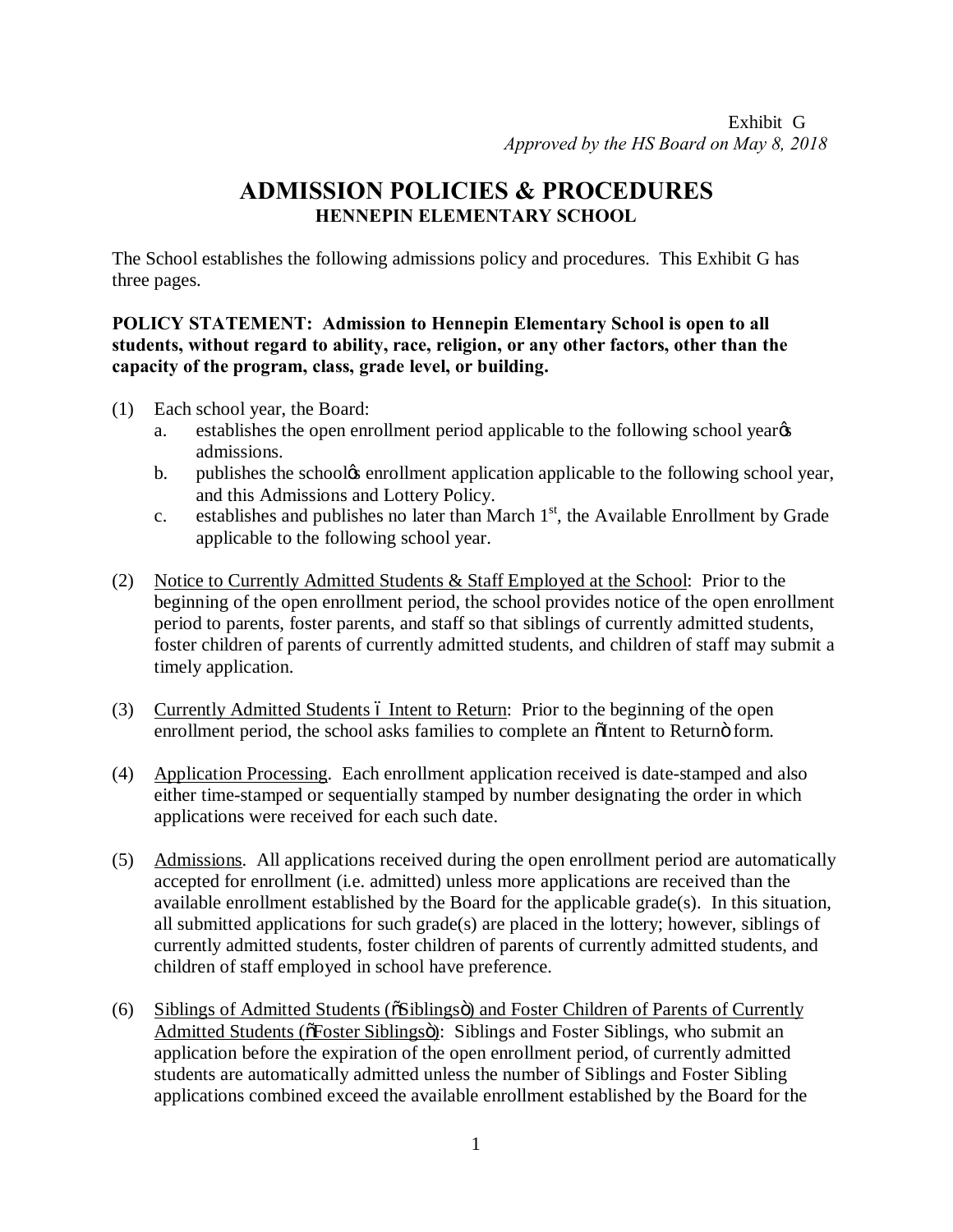Exhibit G
*Approved by the HS Board on May 8, 2018*

# ADMISSION POLICIES & PROCEDURES

## HENNEPIN ELEMENTARY SCHOOL

The School establishes the following admissions policy and procedures. This Exhibit G has three pages.

**POLICY STATEMENT: Admission to Hennepin Elementary School is open to all students, without regard to ability, race, religion, or any other factors, other than the capacity of the program, class, grade level, or building.**

(1) Each school year, the Board:
   a. establishes the open enrollment period applicable to the following school year's admissions.
   b. publishes the school's enrollment application applicable to the following school year, and this Admissions and Lottery Policy.
   c. establishes and publishes no later than March 1st, the Available Enrollment by Grade applicable to the following school year.

(2) Notice to Currently Admitted Students & Staff Employed at the School: Prior to the beginning of the open enrollment period, the school provides notice of the open enrollment period to parents, foster parents, and staff so that siblings of currently admitted students, foster children of parents of currently admitted students, and children of staff may submit a timely application.

(3) Currently Admitted Students – Intent to Return: Prior to the beginning of the open enrollment period, the school asks families to complete an "Intent to Return" form.

(4) Application Processing. Each enrollment application received is date-stamped and also either time-stamped or sequentially stamped by number designating the order in which applications were received for each such date.

(5) Admissions. All applications received during the open enrollment period are automatically accepted for enrollment (i.e. admitted) unless more applications are received than the available enrollment established by the Board for the applicable grade(s). In this situation, all submitted applications for such grade(s) are placed in the lottery; however, siblings of currently admitted students, foster children of parents of currently admitted students, and children of staff employed in school have preference.

(6) Siblings of Admitted Students ("Siblings") and Foster Children of Parents of Currently Admitted Students ("Foster Siblings"): Siblings and Foster Siblings, who submit an application before the expiration of the open enrollment period, of currently admitted students are automatically admitted unless the number of Siblings and Foster Sibling applications combined exceed the available enrollment established by the Board for the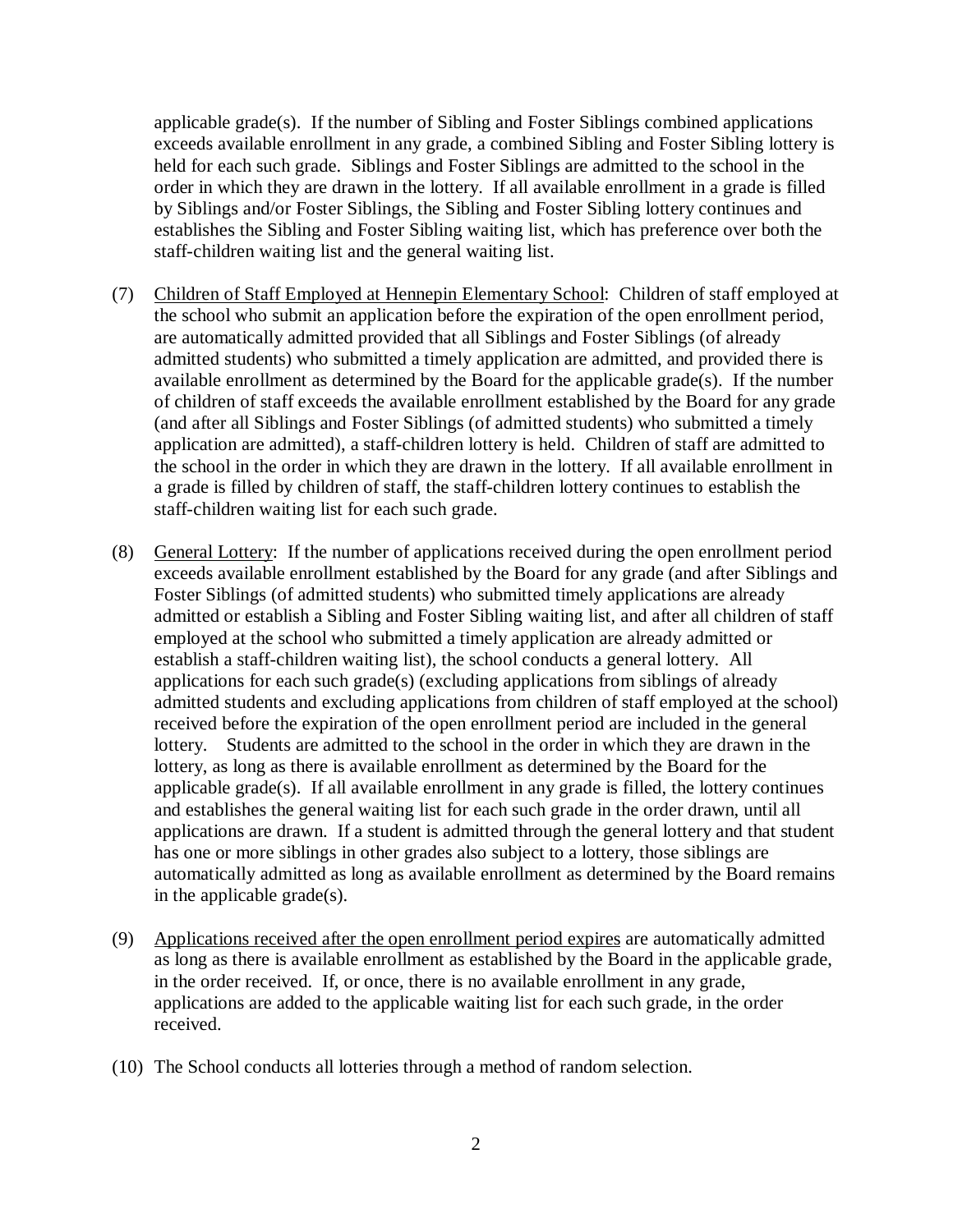applicable grade(s). If the number of Sibling and Foster Siblings combined applications exceeds available enrollment in any grade, a combined Sibling and Foster Sibling lottery is held for each such grade. Siblings and Foster Siblings are admitted to the school in the order in which they are drawn in the lottery. If all available enrollment in a grade is filled by Siblings and/or Foster Siblings, the Sibling and Foster Sibling lottery continues and establishes the Sibling and Foster Sibling waiting list, which has preference over both the staff-children waiting list and the general waiting list.

(7) <u>Children of Staff Employed at Hennepin Elementary School</u>: Children of staff employed at the school who submit an application before the expiration of the open enrollment period, are automatically admitted provided that all Siblings and Foster Siblings (of already admitted students) who submitted a timely application are admitted, and provided there is available enrollment as determined by the Board for the applicable grade(s). If the number of children of staff exceeds the available enrollment established by the Board for any grade (and after all Siblings and Foster Siblings (of admitted students) who submitted a timely application are admitted), a staff-children lottery is held. Children of staff are admitted to the school in the order in which they are drawn in the lottery. If all available enrollment in a grade is filled by children of staff, the staff-children lottery continues to establish the staff-children waiting list for each such grade.

(8) <u>General Lottery</u>: If the number of applications received during the open enrollment period exceeds available enrollment established by the Board for any grade (and after Siblings and Foster Siblings (of admitted students) who submitted timely applications are already admitted or establish a Sibling and Foster Sibling waiting list, and after all children of staff employed at the school who submitted a timely application are already admitted or establish a staff-children waiting list), the school conducts a general lottery. All applications for each such grade(s) (excluding applications from siblings of already admitted students and excluding applications from children of staff employed at the school) received before the expiration of the open enrollment period are included in the general lottery. Students are admitted to the school in the order in which they are drawn in the lottery, as long as there is available enrollment as determined by the Board for the applicable grade(s). If all available enrollment in any grade is filled, the lottery continues and establishes the general waiting list for each such grade in the order drawn, until all applications are drawn. If a student is admitted through the general lottery and that student has one or more siblings in other grades also subject to a lottery, those siblings are automatically admitted as long as available enrollment as determined by the Board remains in the applicable grade(s).

(9) <u>Applications received after the open enrollment period expires</u> are automatically admitted as long as there is available enrollment as established by the Board in the applicable grade, in the order received. If, or once, there is no available enrollment in any grade, applications are added to the applicable waiting list for each such grade, in the order received.

(10) The School conducts all lotteries through a method of random selection.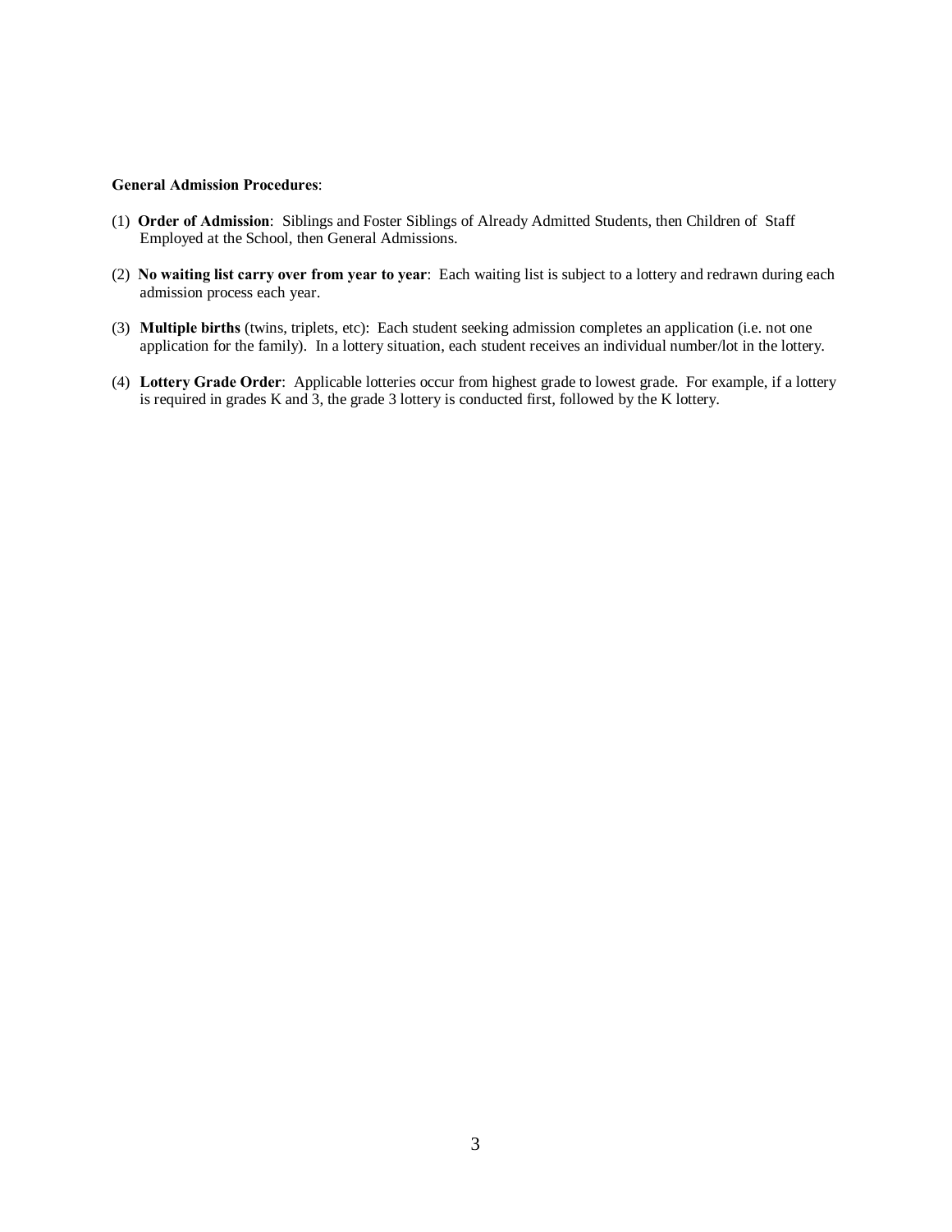**General Admission Procedures**:

(1) **Order of Admission**: Siblings and Foster Siblings of Already Admitted Students, then Children of Staff Employed at the School, then General Admissions.

(2) **No waiting list carry over from year to year**: Each waiting list is subject to a lottery and redrawn during each admission process each year.

(3) **Multiple births** (twins, triplets, etc): Each student seeking admission completes an application (i.e. not one application for the family). In a lottery situation, each student receives an individual number/lot in the lottery.

(4) **Lottery Grade Order**: Applicable lotteries occur from highest grade to lowest grade. For example, if a lottery is required in grades K and 3, the grade 3 lottery is conducted first, followed by the K lottery.